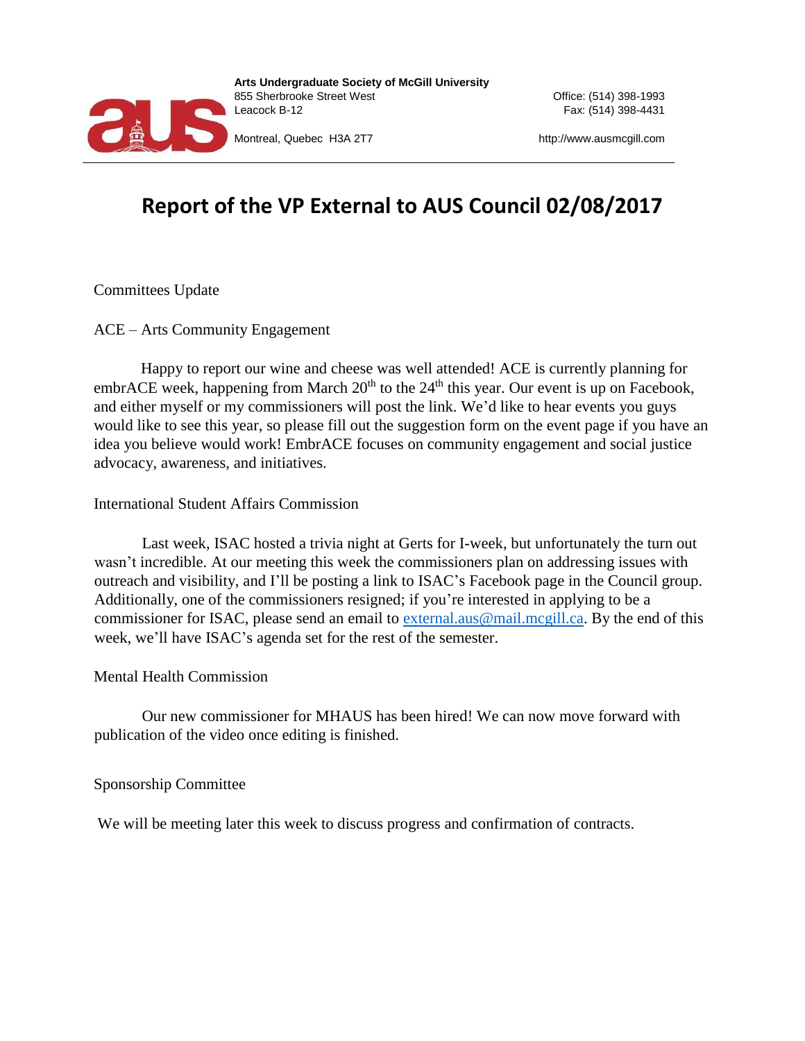**Arts Undergraduate Society of McGill University**
855 Sherbrooke Street West
Leacock B-12
Montreal, Quebec H3A 2T7

Office: (514) 398-1993
Fax: (514) 398-4431
http://www.ausmcgill.com

# Report of the VP External to AUS Council 02/08/2017

Committees Update

ACE – Arts Community Engagement

Happy to report our wine and cheese was well attended! ACE is currently planning for embrACE week, happening from March 20th to the 24th this year. Our event is up on Facebook, and either myself or my commissioners will post the link. We'd like to hear events you guys would like to see this year, so please fill out the suggestion form on the event page if you have an idea you believe would work! EmbrACE focuses on community engagement and social justice advocacy, awareness, and initiatives.

International Student Affairs Commission

Last week, ISAC hosted a trivia night at Gerts for I-week, but unfortunately the turn out wasn't incredible. At our meeting this week the commissioners plan on addressing issues with outreach and visibility, and I'll be posting a link to ISAC's Facebook page in the Council group. Additionally, one of the commissioners resigned; if you're interested in applying to be a commissioner for ISAC, please send an email to external.aus@mail.mcgill.ca. By the end of this week, we'll have ISAC's agenda set for the rest of the semester.

Mental Health Commission

Our new commissioner for MHAUS has been hired! We can now move forward with publication of the video once editing is finished.

Sponsorship Committee

We will be meeting later this week to discuss progress and confirmation of contracts.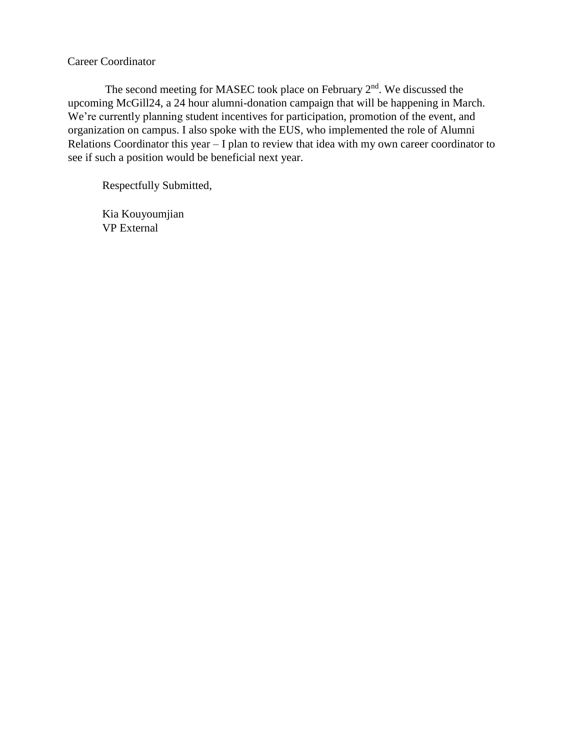Career Coordinator

The second meeting for MASEC took place on February 2nd. We discussed the upcoming McGill24, a 24 hour alumni-donation campaign that will be happening in March. We're currently planning student incentives for participation, promotion of the event, and organization on campus. I also spoke with the EUS, who implemented the role of Alumni Relations Coordinator this year – I plan to review that idea with my own career coordinator to see if such a position would be beneficial next year.

Respectfully Submitted,

Kia Kouyoumjian
VP External